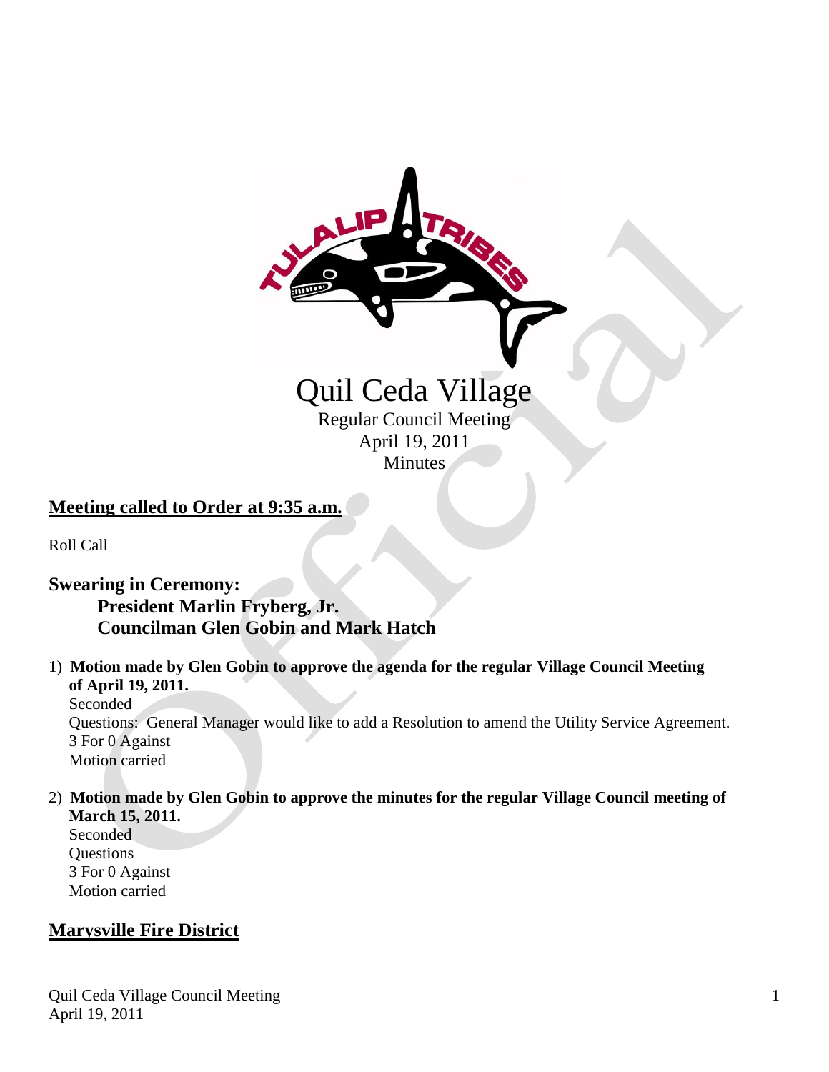# Quil Ceda Village

Regular Council Meeting
April 19, 2011
Minutes

## Meeting called to Order at 9:35 a.m.

Roll Call

### Swearing in Ceremony:

**President Marlin Fryberg, Jr.**
**Councilman Glen Gobin and Mark Hatch**

1) **Motion made by Glen Gobin to approve the agenda for the regular Village Council Meeting of April 19, 2011.**
   Seconded
   Questions: General Manager would like to add a Resolution to amend the Utility Service Agreement.
   3 For 0 Against
   Motion carried

2) **Motion made by Glen Gobin to approve the minutes for the regular Village Council meeting of March 15, 2011.**
   Seconded
   Questions
   3 For 0 Against
   Motion carried

## Marysville Fire District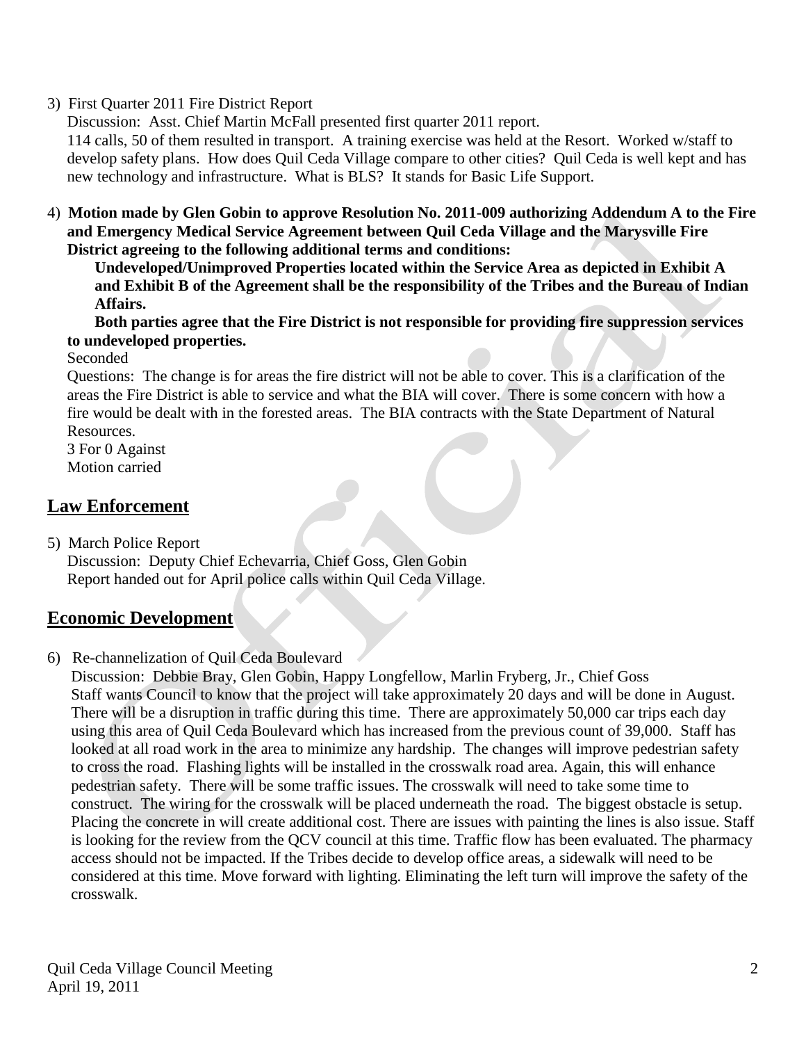3) First Quarter 2011 Fire District Report

Discussion: Asst. Chief Martin McFall presented first quarter 2011 report.
114 calls, 50 of them resulted in transport. A training exercise was held at the Resort. Worked w/staff to develop safety plans. How does Quil Ceda Village compare to other cities? Quil Ceda is well kept and has new technology and infrastructure. What is BLS? It stands for Basic Life Support.

4) **Motion made by Glen Gobin to approve Resolution No. 2011-009 authorizing Addendum A to the Fire and Emergency Medical Service Agreement between Quil Ceda Village and the Marysville Fire District agreeing to the following additional terms and conditions:**

**Undeveloped/Unimproved Properties located within the Service Area as depicted in Exhibit A and Exhibit B of the Agreement shall be the responsibility of the Tribes and the Bureau of Indian Affairs.**

**Both parties agree that the Fire District is not responsible for providing fire suppression services to undeveloped properties.**

Seconded

Questions: The change is for areas the fire district will not be able to cover. This is a clarification of the areas the Fire District is able to service and what the BIA will cover. There is some concern with how a fire would be dealt with in the forested areas. The BIA contracts with the State Department of Natural Resources.

3 For 0 Against
Motion carried

## Law Enforcement

5) March Police Report

Discussion: Deputy Chief Echevarria, Chief Goss, Glen Gobin
Report handed out for April police calls within Quil Ceda Village.

## Economic Development

6) Re-channelization of Quil Ceda Boulevard

Discussion: Debbie Bray, Glen Gobin, Happy Longfellow, Marlin Fryberg, Jr., Chief Goss
Staff wants Council to know that the project will take approximately 20 days and will be done in August. There will be a disruption in traffic during this time. There are approximately 50,000 car trips each day using this area of Quil Ceda Boulevard which has increased from the previous count of 39,000. Staff has looked at all road work in the area to minimize any hardship. The changes will improve pedestrian safety to cross the road. Flashing lights will be installed in the crosswalk road area. Again, this will enhance pedestrian safety. There will be some traffic issues. The crosswalk will need to take some time to construct. The wiring for the crosswalk will be placed underneath the road. The biggest obstacle is setup. Placing the concrete in will create additional cost. There are issues with painting the lines is also issue. Staff is looking for the review from the QCV council at this time. Traffic flow has been evaluated. The pharmacy access should not be impacted. If the Tribes decide to develop office areas, a sidewalk will need to be considered at this time. Move forward with lighting. Eliminating the left turn will improve the safety of the crosswalk.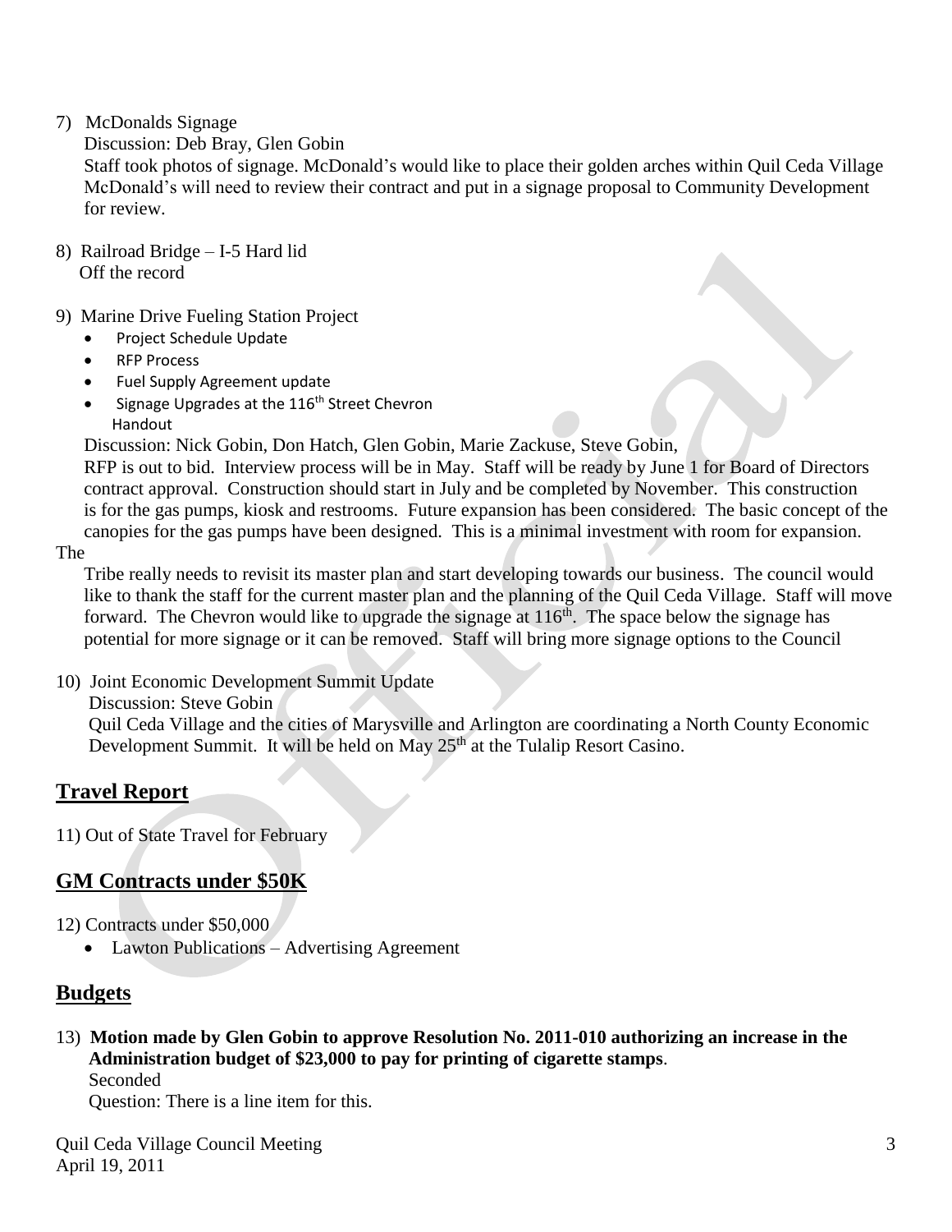7) McDonalds Signage
   Discussion: Deb Bray, Glen Gobin
   Staff took photos of signage. McDonald's would like to place their golden arches within Quil Ceda Village McDonald's will need to review their contract and put in a signage proposal to Community Development for review.

8) Railroad Bridge – I-5 Hard lid
   Off the record

9) Marine Drive Fueling Station Project
   - Project Schedule Update
   - RFP Process
   - Fuel Supply Agreement update
   - Signage Upgrades at the 116th Street Chevron
     Handout

   Discussion: Nick Gobin, Don Hatch, Glen Gobin, Marie Zackuse, Steve Gobin,
   RFP is out to bid. Interview process will be in May. Staff will be ready by June 1 for Board of Directors contract approval. Construction should start in July and be completed by November. This construction is for the gas pumps, kiosk and restrooms. Future expansion has been considered. The basic concept of the canopies for the gas pumps have been designed. This is a minimal investment with room for expansion. The Tribe really needs to revisit its master plan and start developing towards our business. The council would like to thank the staff for the current master plan and the planning of the Quil Ceda Village. Staff will move forward. The Chevron would like to upgrade the signage at 116th. The space below the signage has potential for more signage or it can be removed. Staff will bring more signage options to the Council

10) Joint Economic Development Summit Update
    Discussion: Steve Gobin
    Quil Ceda Village and the cities of Marysville and Arlington are coordinating a North County Economic Development Summit. It will be held on May 25th at the Tulalip Resort Casino.

## Travel Report

11) Out of State Travel for February

## GM Contracts under $50K

12) Contracts under $50,000
    - Lawton Publications – Advertising Agreement

## Budgets

13) **Motion made by Glen Gobin to approve Resolution No. 2011-010 authorizing an increase in the Administration budget of $23,000 to pay for printing of cigarette stamps**.
    Seconded
    Question: There is a line item for this.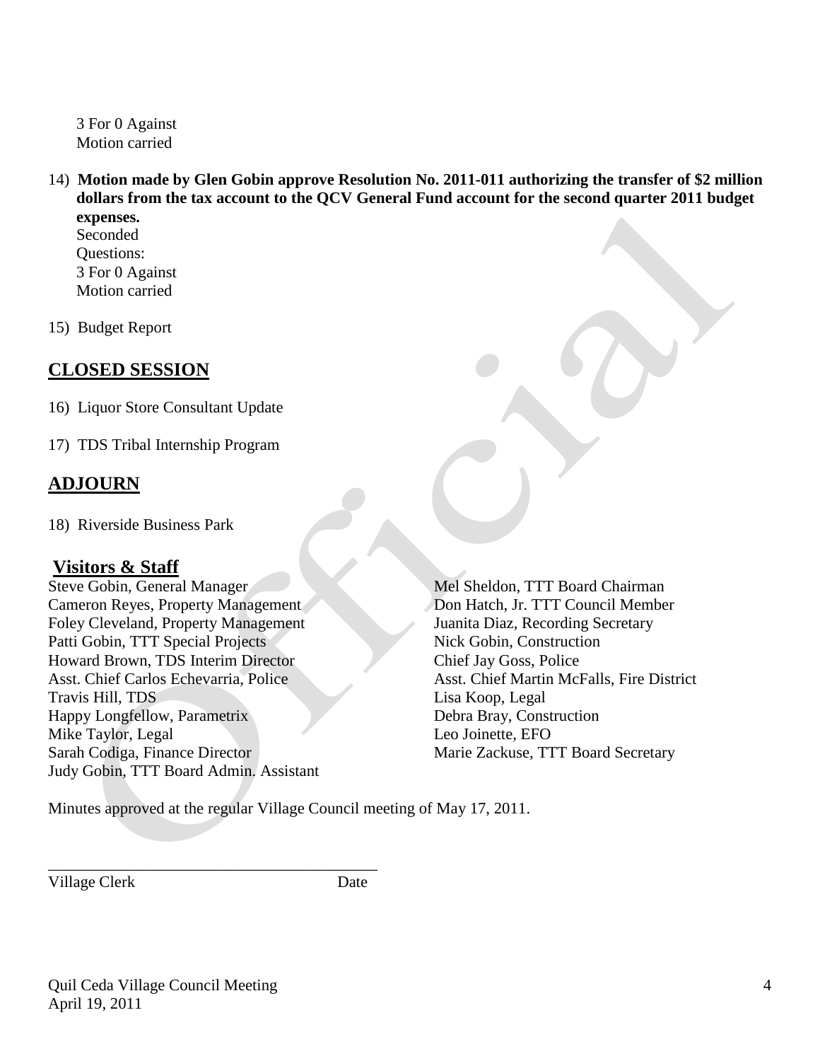3 For 0 Against
Motion carried

14) **Motion made by Glen Gobin approve Resolution No. 2011-011 authorizing the transfer of $2 million dollars from the tax account to the QCV General Fund account for the second quarter 2011 budget expenses.**
Seconded
Questions:
3 For 0 Against
Motion carried

15) Budget Report

## CLOSED SESSION

16) Liquor Store Consultant Update

17) TDS Tribal Internship Program

## ADJOURN

18) Riverside Business Park

### Visitors & Staff

Steve Gobin, General Manager
Cameron Reyes, Property Management
Foley Cleveland, Property Management
Patti Gobin, TTT Special Projects
Howard Brown, TDS Interim Director
Asst. Chief Carlos Echevarria, Police
Travis Hill, TDS
Happy Longfellow, Parametrix
Mike Taylor, Legal
Sarah Codiga, Finance Director
Judy Gobin, TTT Board Admin. Assistant
Mel Sheldon, TTT Board Chairman
Don Hatch, Jr. TTT Council Member
Juanita Diaz, Recording Secretary
Nick Gobin, Construction
Chief Jay Goss, Police
Asst. Chief Martin McFalls, Fire District
Lisa Koop, Legal
Debra Bray, Construction
Leo Joinette, EFO
Marie Zackuse, TTT Board Secretary

Minutes approved at the regular Village Council meeting of May 17, 2011.

\_\_\_\_\_\_\_\_\_\_\_\_\_\_\_\_\_\_\_\_\_\_\_\_\_\_\_\_\_\_\_\_\_\_\_\_\_\_\_\_\_\_\_

Village Clerk Date